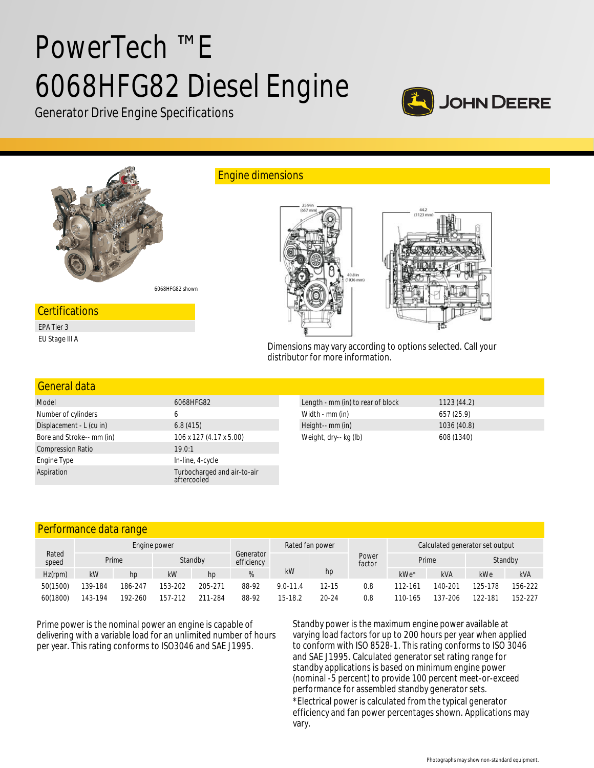# PowerTech ™E 6068HFG82 Diesel Engine

Generator Drive Engine Specifications

JOHN DEERE

6068HFG82 shown

## Certifications

EPA Tier 3

EU Stage III A

## Engine dimensions

25.9 in (657 mm)

40.8 in (1036 mm)

44.2 (1123 mm)

Dimensions may vary according to options selected. Call your distributor for more information.

## General data

| | |
|---|---|
| Model | 6068HFG82 |
| Number of cylinders | 6 |
| Displacement - L (cu in) | 6.8 (415) |
| Bore and Stroke-- mm (in) | 106 x 127 (4.17 x 5.00) |
| Compression Ratio | 19.0:1 |
| Engine Type | In-line, 4-cycle |
| Aspiration | Turbocharged and air-to-air aftercooled |

| | |
|---|---|
| Length - mm (in) to rear of block | 1123 (44.2) |
| Width - mm (in) | 657 (25.9) |
| Height-- mm (in) | 1036 (40.8) |
| Weight, dry-- kg (lb) | 608 (1340) |

## Performance data range

| Rated speed | Engine power | | | | Generator efficiency | Rated fan power | | Power factor | Calculated generator set output | | | |
|---|---|---|---|---|---|---|---|---|---|---|---|---|
| | Prime | | Standby | | | | | | Prime | | Standby | |
| Hz(rpm) | kW | hp | kW | hp | % | kW | hp | | kWe* | kVA | kWe | kVA |
| 50(1500) | 139-184 | 186-247 | 153-202 | 205-271 | 88-92 | 9.0-11.4 | 12-15 | 0.8 | 112-161 | 140-201 | 125-178 | 156-222 |
| 60(1800) | 143-194 | 192-260 | 157-212 | 211-284 | 88-92 | 15-18.2 | 20-24 | 0.8 | 110-165 | 137-206 | 122-181 | 152-227 |

Prime power is the nominal power an engine is capable of delivering with a variable load for an unlimited number of hours per year. This rating conforms to ISO3046 and SAE J1995.

Standby power is the maximum engine power available at varying load factors for up to 200 hours per year when applied to conform with ISO 8528-1. This rating conforms to ISO 3046 and SAE J1995. Calculated generator set rating range for standby applications is based on minimum engine power (nominal -5 percent) to provide 100 percent meet-or-exceed performance for assembled standby generator sets.

*Electrical power is calculated from the typical generator efficiency and fan power percentages shown. Applications may vary.

Photographs may show non-standard equipment.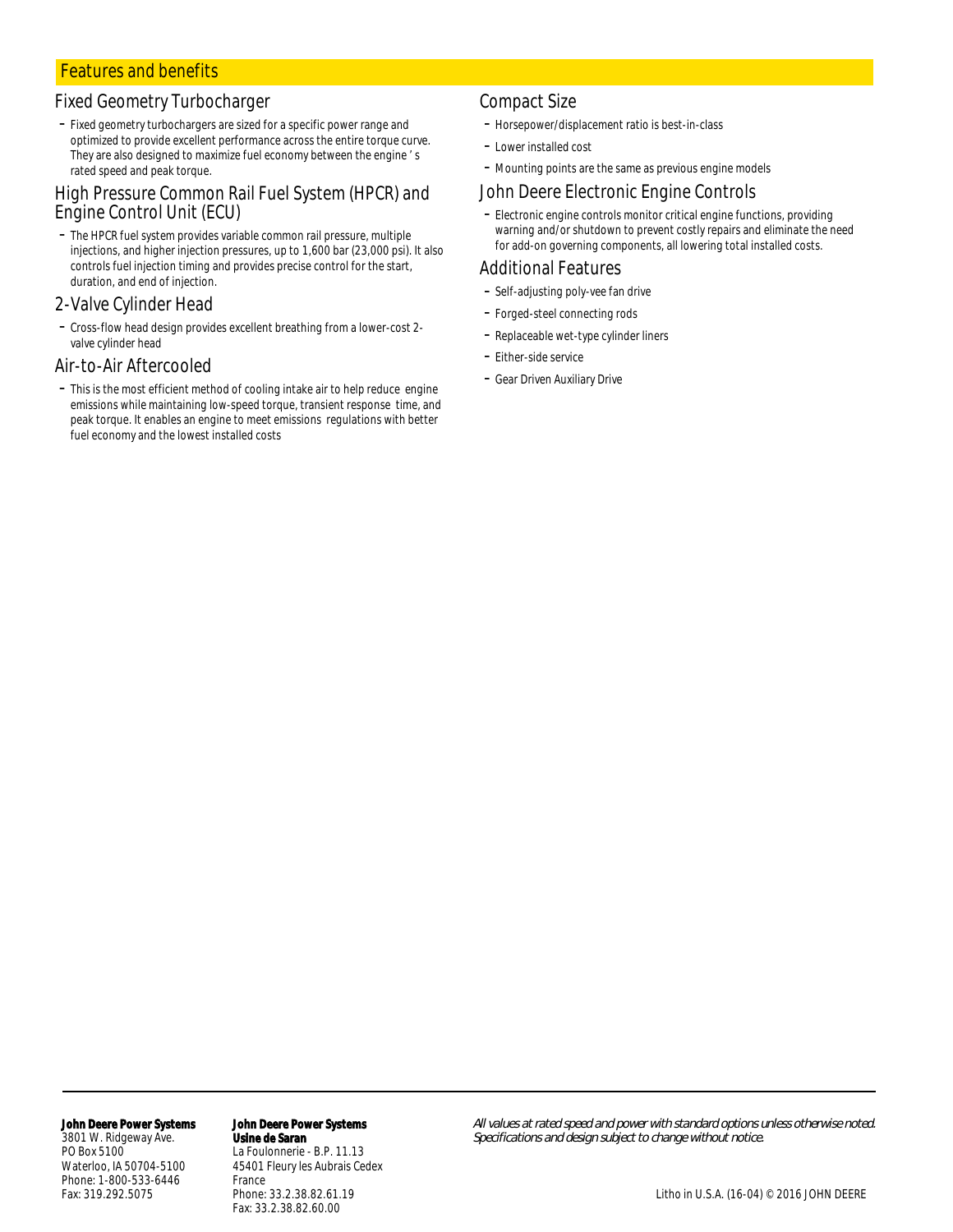## Features and benefits

### Fixed Geometry Turbocharger

- Fixed geometry turbochargers are sized for a specific power range and optimized to provide excellent performance across the entire torque curve. They are also designed to maximize fuel economy between the engine ' s rated speed and peak torque.

### High Pressure Common Rail Fuel System (HPCR) and Engine Control Unit (ECU)

- The HPCR fuel system provides variable common rail pressure, multiple injections, and higher injection pressures, up to 1,600 bar (23,000 psi). It also controls fuel injection timing and provides precise control for the start, duration, and end of injection.

### 2-Valve Cylinder Head

- Cross-flow head design provides excellent breathing from a lower-cost 2-valve cylinder head

### Air-to-Air Aftercooled

- This is the most efficient method of cooling intake air to help reduce engine emissions while maintaining low-speed torque, transient response time, and peak torque. It enables an engine to meet emissions regulations with better fuel economy and the lowest installed costs

### Compact Size

- Horsepower/displacement ratio is best-in-class
- Lower installed cost
- Mounting points are the same as previous engine models

### John Deere Electronic Engine Controls

- Electronic engine controls monitor critical engine functions, providing warning and/or shutdown to prevent costly repairs and eliminate the need for add-on governing components, all lowering total installed costs.

### Additional Features

- Self-adjusting poly-vee fan drive
- Forged-steel connecting rods
- Replaceable wet-type cylinder liners
- Either-side service
- Gear Driven Auxiliary Drive

---

**John Deere Power Systems**
3801 W. Ridgeway Ave.
PO Box 5100
Waterloo, IA 50704-5100
Phone: 1-800-533-6446
Fax: 319.292.5075

**John Deere Power Systems**
**Usine de Saran**
La Foulonnerie - B.P. 11.13
45401 Fleury les Aubrais Cedex
France
Phone: 33.2.38.82.61.19
Fax: 33.2.38.82.60.00

*All values at rated speed and power with standard options unless otherwise noted. Specifications and design subject to change without notice.*

Litho in U.S.A. (16-04) © 2016 JOHN DEERE